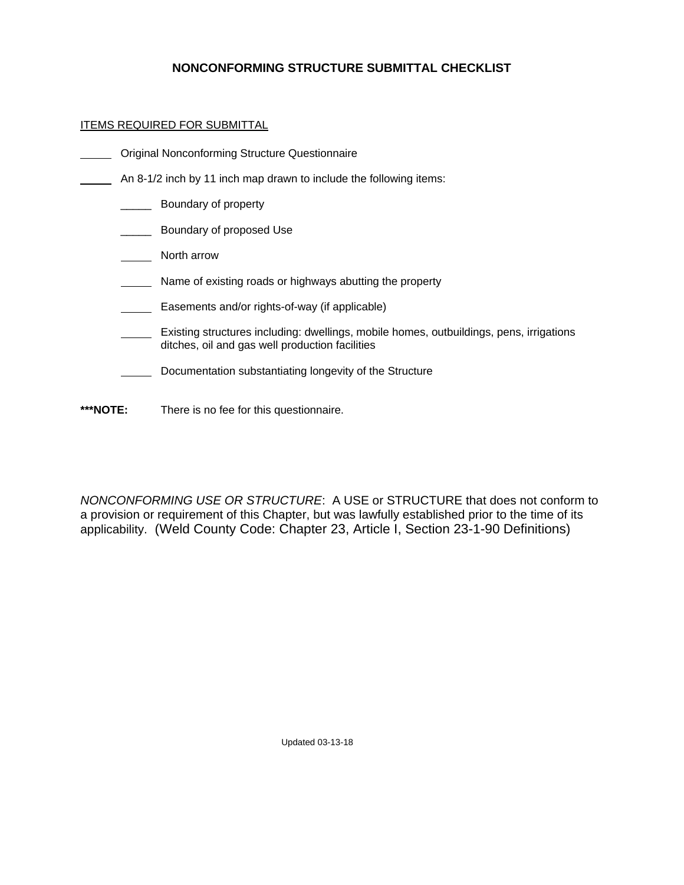# NONCONFORMING STRUCTURE SUBMITTAL CHECKLIST

ITEMS REQUIRED FOR SUBMITTAL

_____ Original Nonconforming Structure Questionnaire

_____ An 8-1/2 inch by 11 inch map drawn to include the following items:

- _____ Boundary of property
- _____ Boundary of proposed Use
- _____ North arrow
- _____ Name of existing roads or highways abutting the property
- _____ Easements and/or rights-of-way (if applicable)
- _____ Existing structures including: dwellings, mobile homes, outbuildings, pens, irrigations ditches, oil and gas well production facilities
- _____ Documentation substantiating longevity of the Structure

**\*\*\*NOTE:** There is no fee for this questionnaire.

*NONCONFORMING USE OR STRUCTURE*: A USE or STRUCTURE that does not conform to a provision or requirement of this Chapter, but was lawfully established prior to the time of its applicability. (Weld County Code: Chapter 23, Article I, Section 23-1-90 Definitions)

Updated 03-13-18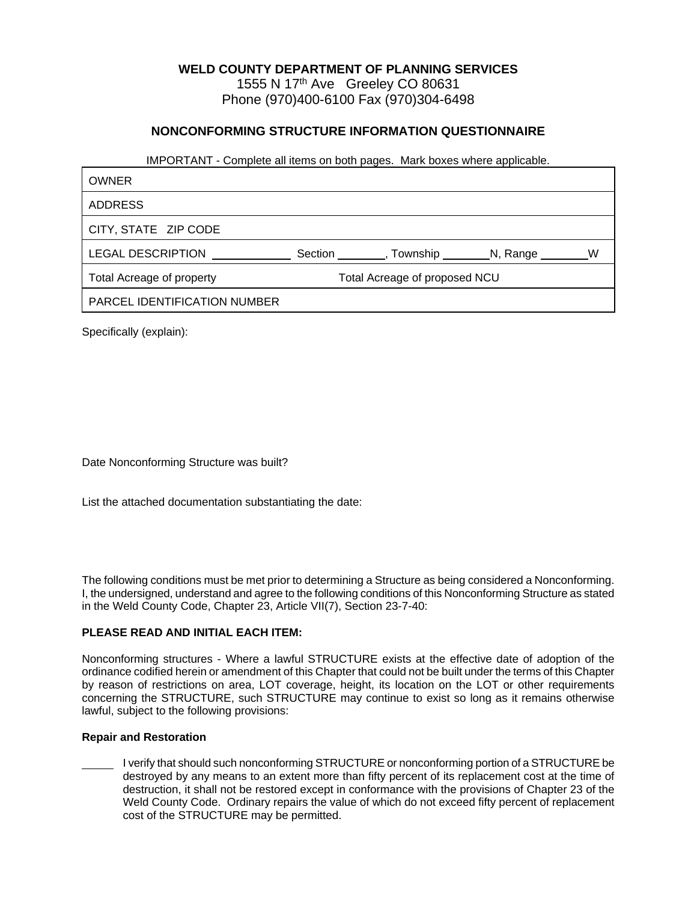**WELD COUNTY DEPARTMENT OF PLANNING SERVICES**
1555 N 17th Ave Greeley CO 80631
Phone (970)400-6100 Fax (970)304-6498

**NONCONFORMING STRUCTURE INFORMATION QUESTIONNAIRE**

IMPORTANT - Complete all items on both pages. Mark boxes where applicable.

| OWNER | |
|---|---|
| ADDRESS | |
| CITY, STATE ZIP CODE | |
| LEGAL DESCRIPTION ______ Section ______, Township ______N, Range ______W | |
| Total Acreage of property | Total Acreage of proposed NCU |
| PARCEL IDENTIFICATION NUMBER | |

Specifically (explain):

Date Nonconforming Structure was built?

List the attached documentation substantiating the date:

The following conditions must be met prior to determining a Structure as being considered a Nonconforming. I, the undersigned, understand and agree to the following conditions of this Nonconforming Structure as stated in the Weld County Code, Chapter 23, Article VII(7), Section 23-7-40:

**PLEASE READ AND INITIAL EACH ITEM:**

Nonconforming structures - Where a lawful STRUCTURE exists at the effective date of adoption of the ordinance codified herein or amendment of this Chapter that could not be built under the terms of this Chapter by reason of restrictions on area, LOT coverage, height, its location on the LOT or other requirements concerning the STRUCTURE, such STRUCTURE may continue to exist so long as it remains otherwise lawful, subject to the following provisions:

**Repair and Restoration**

_____ I verify that should such nonconforming STRUCTURE or nonconforming portion of a STRUCTURE be destroyed by any means to an extent more than fifty percent of its replacement cost at the time of destruction, it shall not be restored except in conformance with the provisions of Chapter 23 of the Weld County Code. Ordinary repairs the value of which do not exceed fifty percent of replacement cost of the STRUCTURE may be permitted.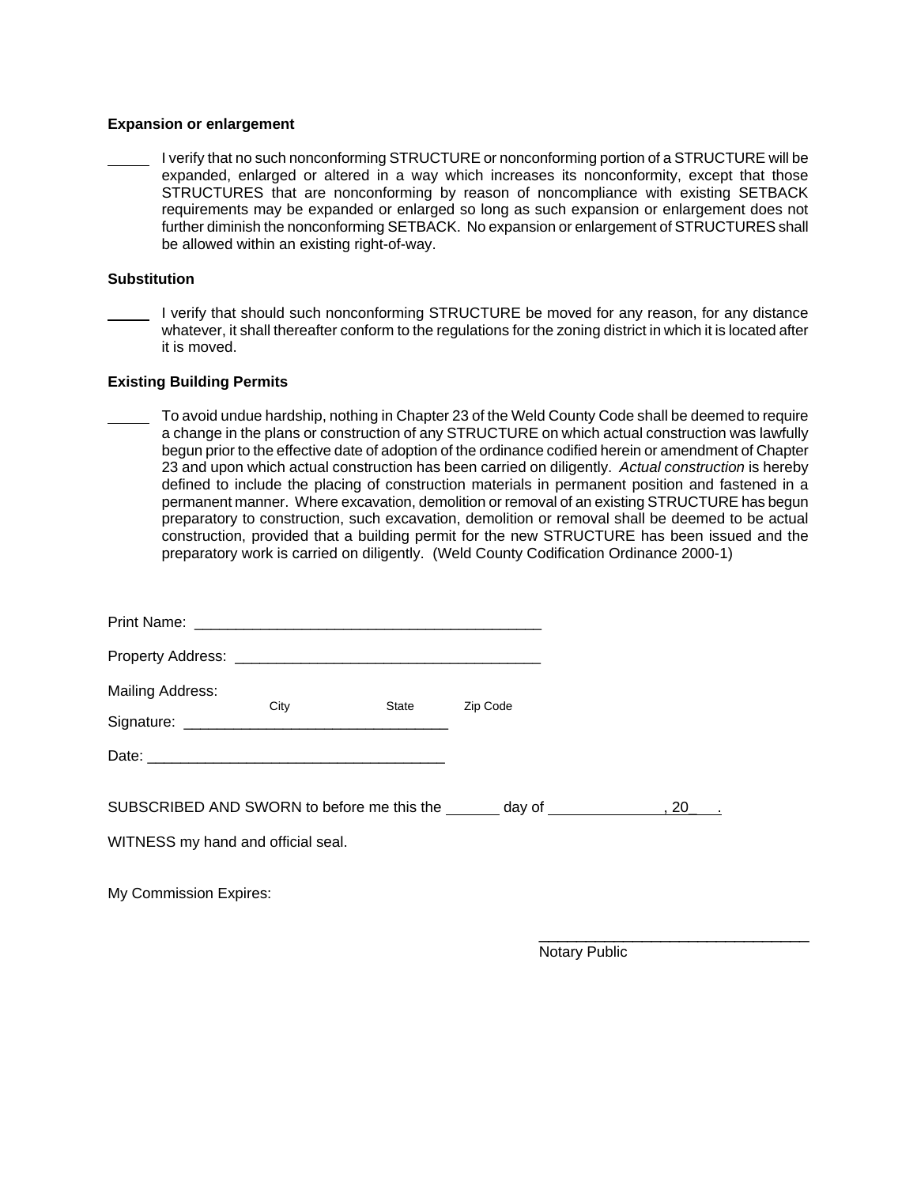**Expansion or enlargement**

_____ I verify that no such nonconforming STRUCTURE or nonconforming portion of a STRUCTURE will be expanded, enlarged or altered in a way which increases its nonconformity, except that those STRUCTURES that are nonconforming by reason of noncompliance with existing SETBACK requirements may be expanded or enlarged so long as such expansion or enlargement does not further diminish the nonconforming SETBACK. No expansion or enlargement of STRUCTURES shall be allowed within an existing right-of-way.

**Substitution**

_____ I verify that should such nonconforming STRUCTURE be moved for any reason, for any distance whatever, it shall thereafter conform to the regulations for the zoning district in which it is located after it is moved.

**Existing Building Permits**

_____ To avoid undue hardship, nothing in Chapter 23 of the Weld County Code shall be deemed to require a change in the plans or construction of any STRUCTURE on which actual construction was lawfully begun prior to the effective date of adoption of the ordinance codified herein or amendment of Chapter 23 and upon which actual construction has been carried on diligently. *Actual construction* is hereby defined to include the placing of construction materials in permanent position and fastened in a permanent manner. Where excavation, demolition or removal of an existing STRUCTURE has begun preparatory to construction, such excavation, demolition or removal shall be deemed to be actual construction, provided that a building permit for the new STRUCTURE has been issued and the preparatory work is carried on diligently. (Weld County Codification Ordinance 2000-1)

Print Name: ________________________________________

Property Address: ____________________________________

Mailing Address:
City State Zip Code

Signature: ______________________________

Date: __________________________________

SUBSCRIBED AND SWORN to before me this the ______ day of _____________, 20___.

WITNESS my hand and official seal.

My Commission Expires:

______________________________
Notary Public